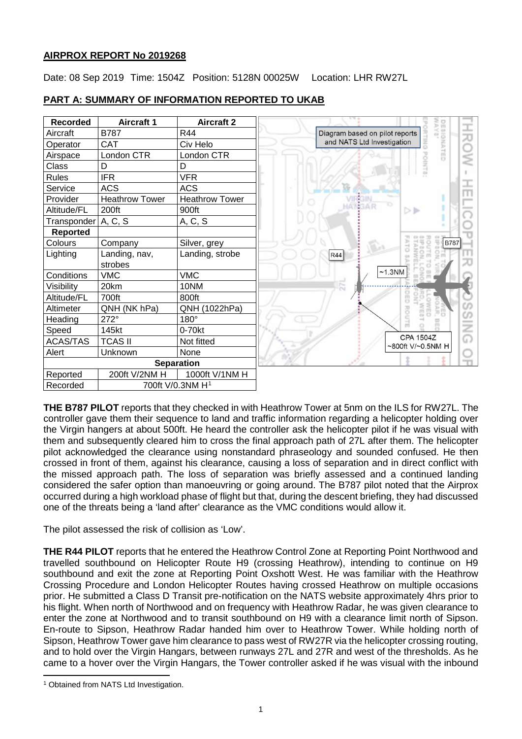**AIRPROX REPORT No 2019268**

Date: 08 Sep 2019 Time: 1504Z Position: 5128N 00025W Location: LHR RW27L

**PART A: SUMMARY OF INFORMATION REPORTED TO UKAB**

| Recorded | Aircraft 1 | Aircraft 2 |
|---|---|---|
| Aircraft | B787 | R44 |
| Operator | CAT | Civ Helo |
| Airspace | London CTR | London CTR |
| Class | D | D |
| Rules | IFR | VFR |
| Service | ACS | ACS |
| Provider | Heathrow Tower | Heathrow Tower |
| Altitude/FL | 200ft | 900ft |
| Transponder | A, C, S | A, C, S |
| **Reported** | | |
| Colours | Company | Silver, grey |
| Lighting | Landing, nav, strobes | Landing, strobe |
| Conditions | VMC | VMC |
| Visibility | 20km | 10NM |
| Altitude/FL | 700ft | 800ft |
| Altimeter | QNH (NK hPa) | QNH (1022hPa) |
| Heading | 272° | 180° |
| Speed | 145kt | 0-70kt |
| ACAS/TAS | TCAS II | Not fitted |
| Alert | Unknown | None |
| **Separation** | | |
| Reported | 200ft V/2NM H | 1000ft V/1NM H |
| Recorded | 700ft V/0.3NM H[1] | |

Diagram based on pilot reports and NATS Ltd Investigation

R44 | B787 | ~1.3NM | CPA 1504Z ~800ft V/~0.5NM H

**THE B787 PILOT** reports that they checked in with Heathrow Tower at 5nm on the ILS for RW27L. The controller gave them their sequence to land and traffic information regarding a helicopter holding over the Virgin hangers at about 500ft. He heard the controller ask the helicopter pilot if he was visual with them and subsequently cleared him to cross the final approach path of 27L after them. The helicopter pilot acknowledged the clearance using nonstandard phraseology and sounded confused. He then crossed in front of them, against his clearance, causing a loss of separation and in direct conflict with the missed approach path. The loss of separation was briefly assessed and a continued landing considered the safer option than manoeuvring or going around. The B787 pilot noted that the Airprox occurred during a high workload phase of flight but that, during the descent briefing, they had discussed one of the threats being a 'land after' clearance as the VMC conditions would allow it.

The pilot assessed the risk of collision as 'Low'.

**THE R44 PILOT** reports that he entered the Heathrow Control Zone at Reporting Point Northwood and travelled southbound on Helicopter Route H9 (crossing Heathrow), intending to continue on H9 southbound and exit the zone at Reporting Point Oxshott West. He was familiar with the Heathrow Crossing Procedure and London Helicopter Routes having crossed Heathrow on multiple occasions prior. He submitted a Class D Transit pre-notification on the NATS website approximately 4hrs prior to his flight. When north of Northwood and on frequency with Heathrow Radar, he was given clearance to enter the zone at Northwood and to transit southbound on H9 with a clearance limit north of Sipson. En-route to Sipson, Heathrow Radar handed him over to Heathrow Tower. While holding north of Sipson, Heathrow Tower gave him clearance to pass west of RW27R via the helicopter crossing routing, and to hold over the Virgin Hangars, between runways 27L and 27R and west of the thresholds. As he came to a hover over the Virgin Hangars, the Tower controller asked if he was visual with the inbound

[1] Obtained from NATS Ltd Investigation.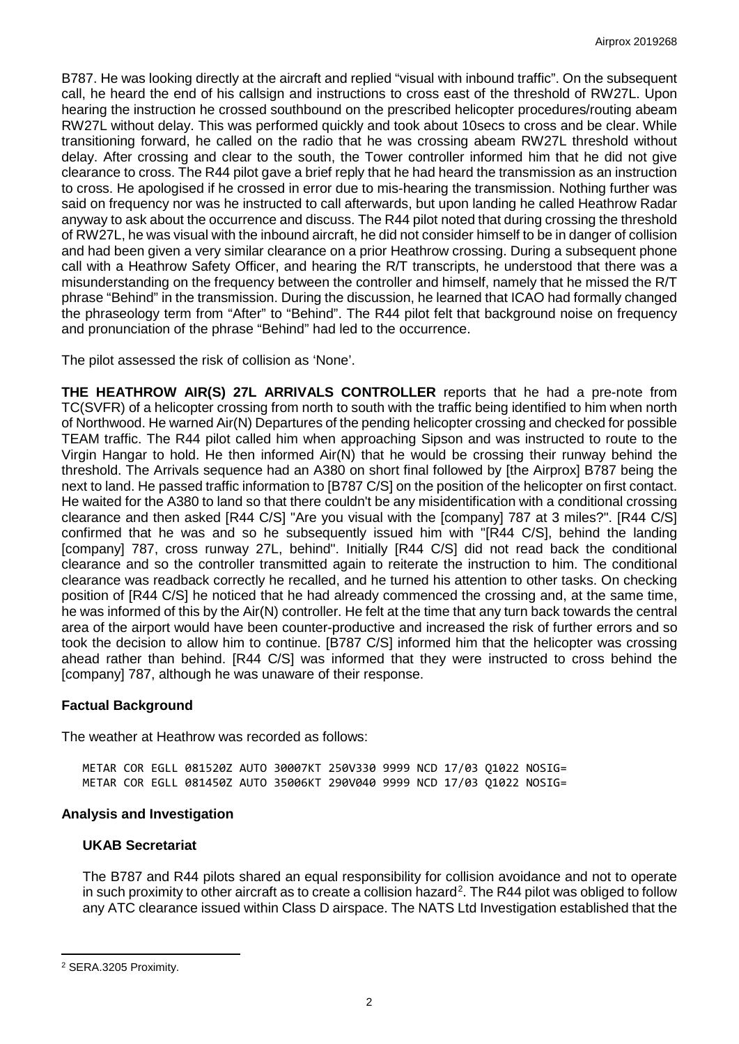B787. He was looking directly at the aircraft and replied "visual with inbound traffic". On the subsequent call, he heard the end of his callsign and instructions to cross east of the threshold of RW27L. Upon hearing the instruction he crossed southbound on the prescribed helicopter procedures/routing abeam RW27L without delay. This was performed quickly and took about 10secs to cross and be clear. While transitioning forward, he called on the radio that he was crossing abeam RW27L threshold without delay. After crossing and clear to the south, the Tower controller informed him that he did not give clearance to cross. The R44 pilot gave a brief reply that he had heard the transmission as an instruction to cross. He apologised if he crossed in error due to mis-hearing the transmission. Nothing further was said on frequency nor was he instructed to call afterwards, but upon landing he called Heathrow Radar anyway to ask about the occurrence and discuss. The R44 pilot noted that during crossing the threshold of RW27L, he was visual with the inbound aircraft, he did not consider himself to be in danger of collision and had been given a very similar clearance on a prior Heathrow crossing. During a subsequent phone call with a Heathrow Safety Officer, and hearing the R/T transcripts, he understood that there was a misunderstanding on the frequency between the controller and himself, namely that he missed the R/T phrase "Behind" in the transmission. During the discussion, he learned that ICAO had formally changed the phraseology term from "After" to "Behind". The R44 pilot felt that background noise on frequency and pronunciation of the phrase "Behind" had led to the occurrence.

The pilot assessed the risk of collision as 'None'.

**THE HEATHROW AIR(S) 27L ARRIVALS CONTROLLER** reports that he had a pre-note from TC(SVFR) of a helicopter crossing from north to south with the traffic being identified to him when north of Northwood. He warned Air(N) Departures of the pending helicopter crossing and checked for possible TEAM traffic. The R44 pilot called him when approaching Sipson and was instructed to route to the Virgin Hangar to hold. He then informed Air(N) that he would be crossing their runway behind the threshold. The Arrivals sequence had an A380 on short final followed by [the Airprox] B787 being the next to land. He passed traffic information to [B787 C/S] on the position of the helicopter on first contact. He waited for the A380 to land so that there couldn't be any misidentification with a conditional crossing clearance and then asked [R44 C/S] "Are you visual with the [company] 787 at 3 miles?". [R44 C/S] confirmed that he was and so he subsequently issued him with "[R44 C/S], behind the landing [company] 787, cross runway 27L, behind". Initially [R44 C/S] did not read back the conditional clearance and so the controller transmitted again to reiterate the instruction to him. The conditional clearance was readback correctly he recalled, and he turned his attention to other tasks. On checking position of [R44 C/S] he noticed that he had already commenced the crossing and, at the same time, he was informed of this by the Air(N) controller. He felt at the time that any turn back towards the central area of the airport would have been counter-productive and increased the risk of further errors and so took the decision to allow him to continue. [B787 C/S] informed him that the helicopter was crossing ahead rather than behind. [R44 C/S] was informed that they were instructed to cross behind the [company] 787, although he was unaware of their response.

## Factual Background

The weather at Heathrow was recorded as follows:

```
METAR COR EGLL 081520Z AUTO 30007KT 250V330 9999 NCD 17/03 Q1022 NOSIG=
METAR COR EGLL 081450Z AUTO 35006KT 290V040 9999 NCD 17/03 Q1022 NOSIG=
```

## Analysis and Investigation

### UKAB Secretariat

The B787 and R44 pilots shared an equal responsibility for collision avoidance and not to operate in such proximity to other aircraft as to create a collision hazard[2]. The R44 pilot was obliged to follow any ATC clearance issued within Class D airspace. The NATS Ltd Investigation established that the

[2] SERA.3205 Proximity.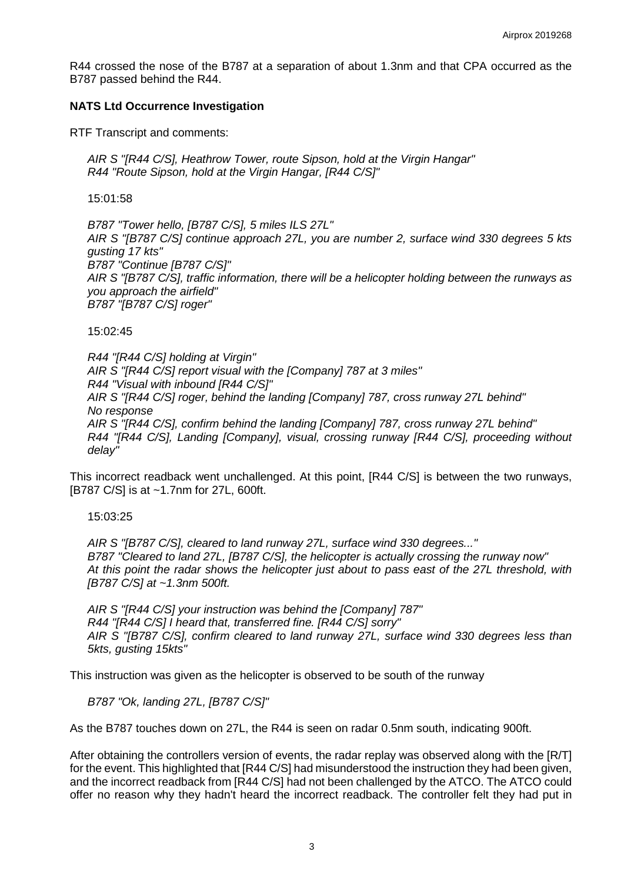R44 crossed the nose of the B787 at a separation of about 1.3nm and that CPA occurred as the B787 passed behind the R44.

### NATS Ltd Occurrence Investigation

RTF Transcript and comments:

*AIR S "[R44 C/S], Heathrow Tower, route Sipson, hold at the Virgin Hangar"*
*R44 "Route Sipson, hold at the Virgin Hangar, [R44 C/S]"*

15:01:58

*B787 "Tower hello, [B787 C/S], 5 miles ILS 27L"*
*AIR S "[B787 C/S] continue approach 27L, you are number 2, surface wind 330 degrees 5 kts gusting 17 kts"*
*B787 "Continue [B787 C/S]"*
*AIR S "[B787 C/S], traffic information, there will be a helicopter holding between the runways as you approach the airfield"*
*B787 "[B787 C/S] roger"*

15:02:45

*R44 "[R44 C/S] holding at Virgin"*
*AIR S "[R44 C/S] report visual with the [Company] 787 at 3 miles"*
*R44 "Visual with inbound [R44 C/S]"*
*AIR S "[R44 C/S] roger, behind the landing [Company] 787, cross runway 27L behind"*
*No response*
*AIR S "[R44 C/S], confirm behind the landing [Company] 787, cross runway 27L behind"*
*R44 "[R44 C/S], Landing [Company], visual, crossing runway [R44 C/S], proceeding without delay"*

This incorrect readback went unchallenged. At this point, [R44 C/S] is between the two runways, [B787 C/S] is at ~1.7nm for 27L, 600ft.

15:03:25

*AIR S "[B787 C/S], cleared to land runway 27L, surface wind 330 degrees..."*
*B787 "Cleared to land 27L, [B787 C/S], the helicopter is actually crossing the runway now"*
*At this point the radar shows the helicopter just about to pass east of the 27L threshold, with [B787 C/S] at ~1.3nm 500ft.*

*AIR S "[R44 C/S] your instruction was behind the [Company] 787"*
*R44 "[R44 C/S] I heard that, transferred fine. [R44 C/S] sorry"*
*AIR S "[B787 C/S], confirm cleared to land runway 27L, surface wind 330 degrees less than 5kts, gusting 15kts"*

This instruction was given as the helicopter is observed to be south of the runway

*B787 "Ok, landing 27L, [B787 C/S]"*

As the B787 touches down on 27L, the R44 is seen on radar 0.5nm south, indicating 900ft.

After obtaining the controllers version of events, the radar replay was observed along with the [R/T] for the event. This highlighted that [R44 C/S] had misunderstood the instruction they had been given, and the incorrect readback from [R44 C/S] had not been challenged by the ATCO. The ATCO could offer no reason why they hadn't heard the incorrect readback. The controller felt they had put in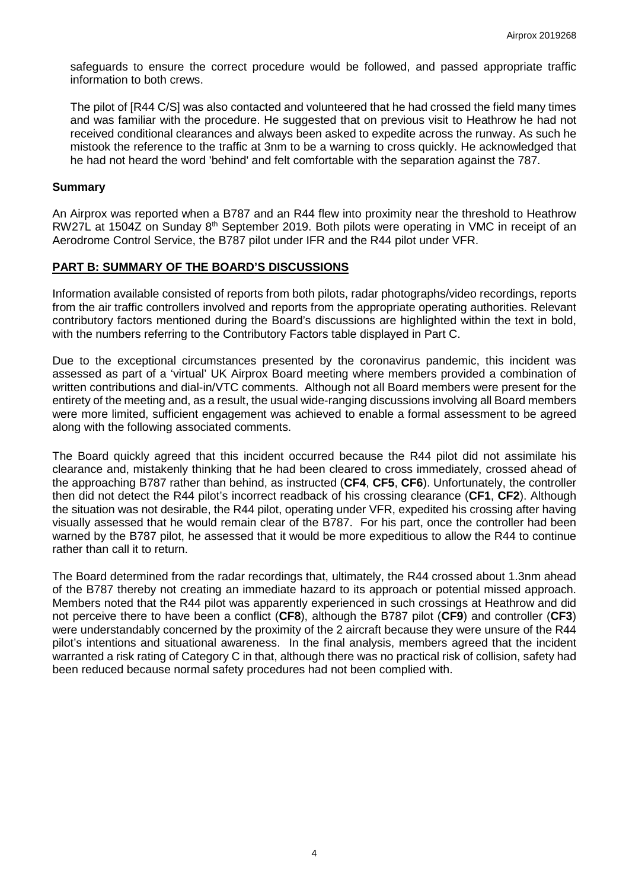safeguards to ensure the correct procedure would be followed, and passed appropriate traffic information to both crews.

The pilot of [R44 C/S] was also contacted and volunteered that he had crossed the field many times and was familiar with the procedure. He suggested that on previous visit to Heathrow he had not received conditional clearances and always been asked to expedite across the runway. As such he mistook the reference to the traffic at 3nm to be a warning to cross quickly. He acknowledged that he had not heard the word 'behind' and felt comfortable with the separation against the 787.

### Summary

An Airprox was reported when a B787 and an R44 flew into proximity near the threshold to Heathrow RW27L at 1504Z on Sunday 8th September 2019. Both pilots were operating in VMC in receipt of an Aerodrome Control Service, the B787 pilot under IFR and the R44 pilot under VFR.

## PART B: SUMMARY OF THE BOARD'S DISCUSSIONS

Information available consisted of reports from both pilots, radar photographs/video recordings, reports from the air traffic controllers involved and reports from the appropriate operating authorities. Relevant contributory factors mentioned during the Board's discussions are highlighted within the text in bold, with the numbers referring to the Contributory Factors table displayed in Part C.

Due to the exceptional circumstances presented by the coronavirus pandemic, this incident was assessed as part of a 'virtual' UK Airprox Board meeting where members provided a combination of written contributions and dial-in/VTC comments. Although not all Board members were present for the entirety of the meeting and, as a result, the usual wide-ranging discussions involving all Board members were more limited, sufficient engagement was achieved to enable a formal assessment to be agreed along with the following associated comments.

The Board quickly agreed that this incident occurred because the R44 pilot did not assimilate his clearance and, mistakenly thinking that he had been cleared to cross immediately, crossed ahead of the approaching B787 rather than behind, as instructed (**CF4**, **CF5**, **CF6**). Unfortunately, the controller then did not detect the R44 pilot's incorrect readback of his crossing clearance (**CF1**, **CF2**). Although the situation was not desirable, the R44 pilot, operating under VFR, expedited his crossing after having visually assessed that he would remain clear of the B787. For his part, once the controller had been warned by the B787 pilot, he assessed that it would be more expeditious to allow the R44 to continue rather than call it to return.

The Board determined from the radar recordings that, ultimately, the R44 crossed about 1.3nm ahead of the B787 thereby not creating an immediate hazard to its approach or potential missed approach. Members noted that the R44 pilot was apparently experienced in such crossings at Heathrow and did not perceive there to have been a conflict (**CF8**), although the B787 pilot (**CF9**) and controller (**CF3**) were understandably concerned by the proximity of the 2 aircraft because they were unsure of the R44 pilot's intentions and situational awareness. In the final analysis, members agreed that the incident warranted a risk rating of Category C in that, although there was no practical risk of collision, safety had been reduced because normal safety procedures had not been complied with.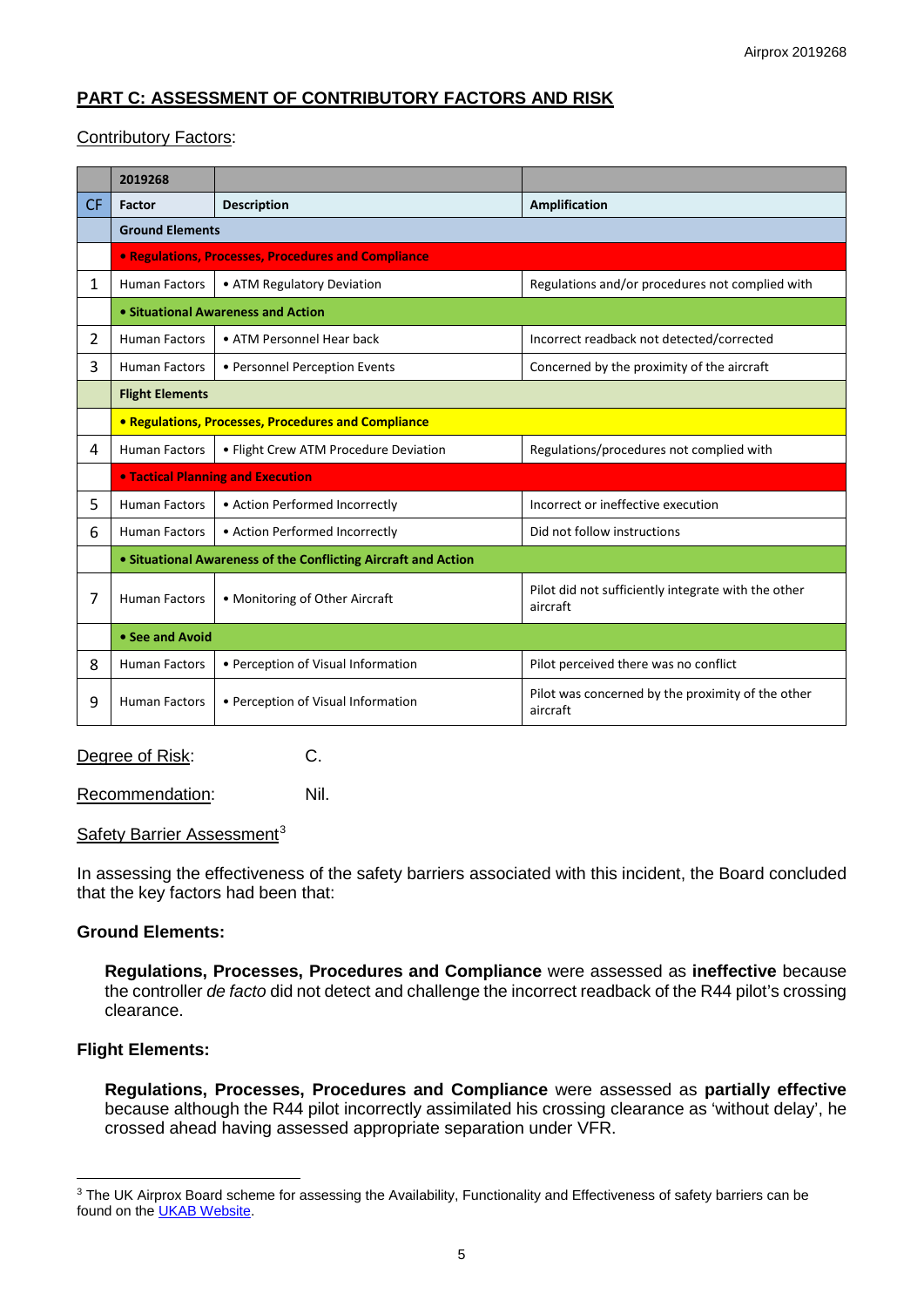## PART C: ASSESSMENT OF CONTRIBUTORY FACTORS AND RISK

Contributory Factors:

| | 2019268 | | |
|---|---|---|---|
| CF | Factor | Description | Amplification |
| | **Ground Elements** | | |
| | **• Regulations, Processes, Procedures and Compliance** | | |
| 1 | Human Factors | • ATM Regulatory Deviation | Regulations and/or procedures not complied with |
| | **• Situational Awareness and Action** | | |
| 2 | Human Factors | • ATM Personnel Hear back | Incorrect readback not detected/corrected |
| 3 | Human Factors | • Personnel Perception Events | Concerned by the proximity of the aircraft |
| | **Flight Elements** | | |
| | **• Regulations, Processes, Procedures and Compliance** | | |
| 4 | Human Factors | • Flight Crew ATM Procedure Deviation | Regulations/procedures not complied with |
| | **• Tactical Planning and Execution** | | |
| 5 | Human Factors | • Action Performed Incorrectly | Incorrect or ineffective execution |
| 6 | Human Factors | • Action Performed Incorrectly | Did not follow instructions |
| | **• Situational Awareness of the Conflicting Aircraft and Action** | | |
| 7 | Human Factors | • Monitoring of Other Aircraft | Pilot did not sufficiently integrate with the other aircraft |
| | **• See and Avoid** | | |
| 8 | Human Factors | • Perception of Visual Information | Pilot perceived there was no conflict |
| 9 | Human Factors | • Perception of Visual Information | Pilot was concerned by the proximity of the other aircraft |

Degree of Risk: C.

Recommendation: Nil.

Safety Barrier Assessment[3]

In assessing the effectiveness of the safety barriers associated with this incident, the Board concluded that the key factors had been that:

### Ground Elements:

**Regulations, Processes, Procedures and Compliance** were assessed as **ineffective** because the controller *de facto* did not detect and challenge the incorrect readback of the R44 pilot's crossing clearance.

### Flight Elements:

**Regulations, Processes, Procedures and Compliance** were assessed as **partially effective** because although the R44 pilot incorrectly assimilated his crossing clearance as 'without delay', he crossed ahead having assessed appropriate separation under VFR.

[3] The UK Airprox Board scheme for assessing the Availability, Functionality and Effectiveness of safety barriers can be found on the UKAB Website.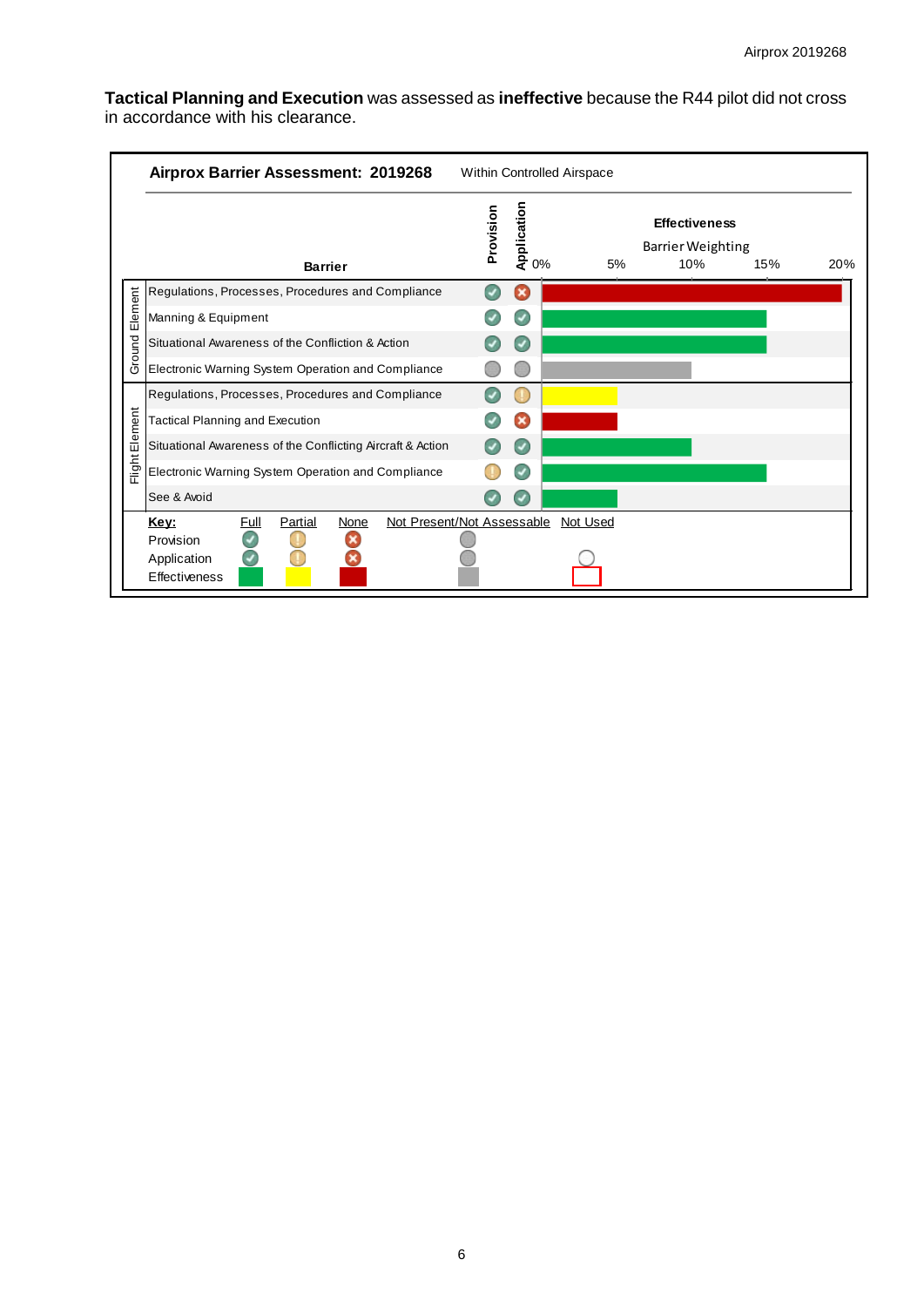**Tactical Planning and Execution** was assessed as **ineffective** because the R44 pilot did not cross in accordance with his clearance.

**Airprox Barrier Assessment: 2019268** Within Controlled Airspace

Barrier

Provision

Application

Effectiveness

Barrier Weighting

0% 5% 10% 15% 20%

Ground Element

Regulations, Processes, Procedures and Compliance

Manning & Equipment

Situational Awareness of the Confliction & Action

Electronic Warning System Operation and Compliance

Flight Element

Regulations, Processes, Procedures and Compliance

Tactical Planning and Execution

Situational Awareness of the Conflicting Aircraft & Action

Electronic Warning System Operation and Compliance

See & Avoid

Key: Full Partial None Not Present/Not Assessable Not Used

Provision

Application

Effectiveness